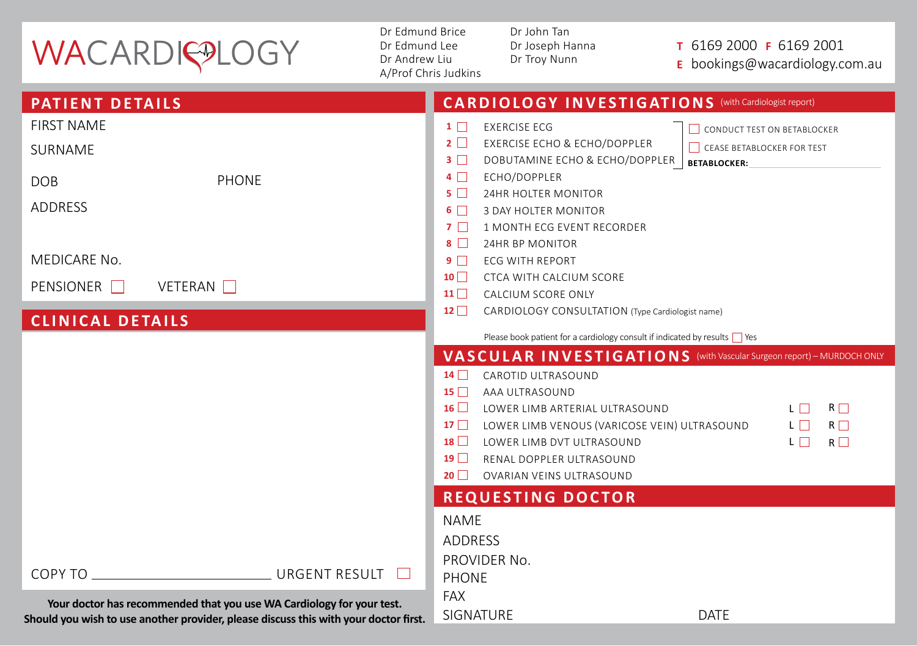# WACARDIOLOGY

Dr Edmund Brice
Dr Edmund Lee
Dr Andrew Liu
A/Prof Chris Judkins

Dr John Tan
Dr Joseph Hanna
Dr Troy Nunn

**T** 6169 2000 **F** 6169 2001
**E** bookings@wacardiology.com.au

## PATIENT DETAILS

FIRST NAME

SURNAME

DOB PHONE

ADDRESS

MEDICARE No.

PENSIONER ☐ VETERAN ☐

## CLINICAL DETAILS

COPY TO ______________________ URGENT RESULT ☐

**Your doctor has recommended that you use WA Cardiology for your test. Should you wish to use another provider, please discuss this with your doctor first.**

## CARDIOLOGY INVESTIGATIONS (with Cardiologist report)

1 ☐ EXERCISE ECG
2 ☐ EXERCISE ECHO & ECHO/DOPPLER
3 ☐ DOBUTAMINE ECHO & ECHO/DOPPLER

☐ CONDUCT TEST ON BETABLOCKER
☐ CEASE BETABLOCKER FOR TEST
**BETABLOCKER:** ______________________

4 ☐ ECHO/DOPPLER
5 ☐ 24HR HOLTER MONITOR
6 ☐ 3 DAY HOLTER MONITOR
7 ☐ 1 MONTH ECG EVENT RECORDER
8 ☐ 24HR BP MONITOR
9 ☐ ECG WITH REPORT
10 ☐ CTCA WITH CALCIUM SCORE
11 ☐ CALCIUM SCORE ONLY
12 ☐ CARDIOLOGY CONSULTATION (Type Cardiologist name)

Please book patient for a cardiology consult if indicated by results ☐ Yes

## VASCULAR INVESTIGATIONS (with Vascular Surgeon report) – MURDOCH ONLY

14 ☐ CAROTID ULTRASOUND
15 ☐ AAA ULTRASOUND
16 ☐ LOWER LIMB ARTERIAL ULTRASOUND L ☐ R ☐
17 ☐ LOWER LIMB VENOUS (VARICOSE VEIN) ULTRASOUND L ☐ R ☐
18 ☐ LOWER LIMB DVT ULTRASOUND L ☐ R ☐
19 ☐ RENAL DOPPLER ULTRASOUND
20 ☐ OVARIAN VEINS ULTRASOUND

## REQUESTING DOCTOR

NAME

ADDRESS

PROVIDER No.

PHONE

FAX

SIGNATURE DATE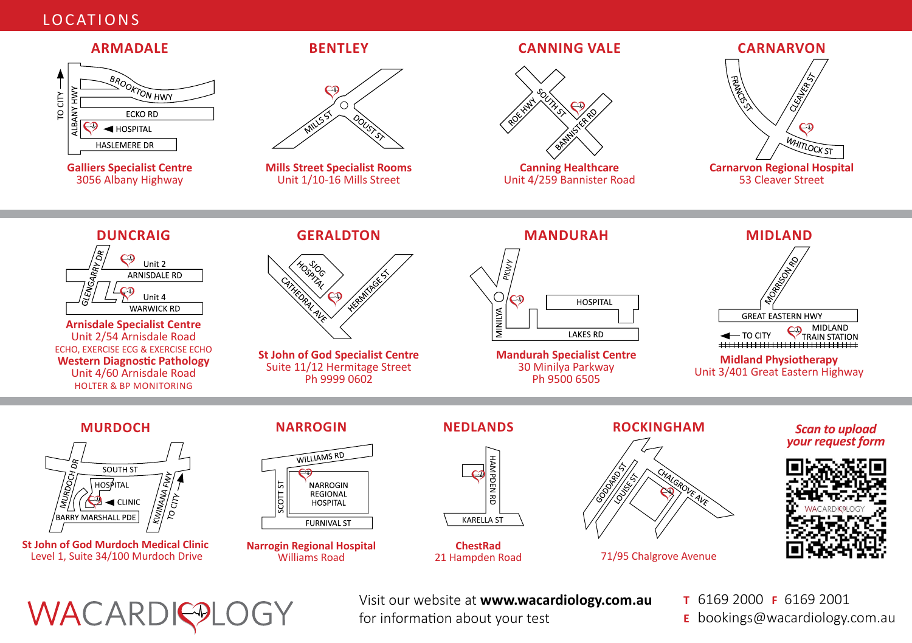# LOCATIONS

## ARMADALE

TO CITY
ALBANY HWY
BROOKTON HWY
ECKO RD
HOSPITAL
HASLEMERE DR

**Galliers Specialist Centre**
3056 Albany Highway

## BENTLEY

MILLS ST
DOUST ST

**Mills Street Specialist Rooms**
Unit 1/10-16 Mills Street

## CANNING VALE

ROE HWY
SOUTH ST
BANNISTER RD

**Canning Healthcare**
Unit 4/259 Bannister Road

## CARNARVON

FRANCIS ST
CLEAVER ST
WHITLOCK ST

**Carnarvon Regional Hospital**
53 Cleaver Street

## DUNCRAIG

GLENGARRY DR
Unit 2
ARNISDALE RD
Unit 4
WARWICK RD

**Arnisdale Specialist Centre**
Unit 2/54 Arnisdale Road
ECHO, EXERCISE ECG & EXERCISE ECHO
**Western Diagnostic Pathology**
Unit 4/60 Arnisdale Road
HOLTER & BP MONITORING

## GERALDTON

SJOG HOSPITAL
CATHEDRAL AVE
HERMITAGE ST

**St John of God Specialist Centre**
Suite 11/12 Hermitage Street
Ph 9999 0602

## MANDURAH

PKWY
MINILYA
HOSPITAL
LAKES RD

**Mandurah Specialist Centre**
30 Minilya Parkway
Ph 9500 6505

## MIDLAND

MORRISON RD
GREAT EASTERN HWY
TO CITY
MIDLAND TRAIN STATION

**Midland Physiotherapy**
Unit 3/401 Great Eastern Highway

## MURDOCH

MURDOCH DR
SOUTH ST
HOSPITAL
CLINIC
BARRY MARSHALL PDE
KWINANA FWY
TO CITY

**St John of God Murdoch Medical Clinic**
Level 1, Suite 34/100 Murdoch Drive

## NARROGIN

WILLIAMS RD
SCOTT ST
NARROGIN REGIONAL HOSPITAL
FURNIVAL ST

**Narrogin Regional Hospital**
Williams Road

## NEDLANDS

HAMPDEN RD
KARELLA ST

**ChestRad**
21 Hampden Road

## ROCKINGHAM

GODDARD ST
LOUISE ST
CHALGROVE AVE

71/95 Chalgrove Avenue

***Scan to upload your request form***

WACARDIOLOGY

Visit our website at **www.wacardiology.com.au** for information about your test

**T** 6169 2000 **F** 6169 2001
**E** bookings@wacardiology.com.au